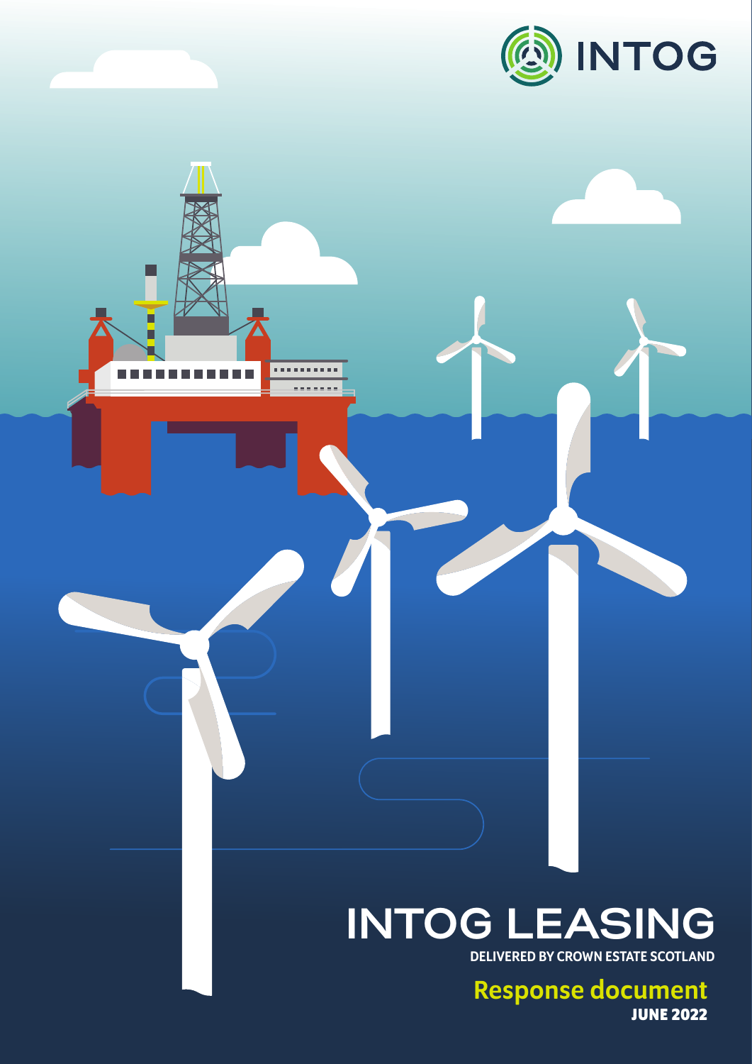INTOG

# INTOG LEASING

DELIVERED BY CROWN ESTATE SCOTLAND

## Response document

JUNE 2022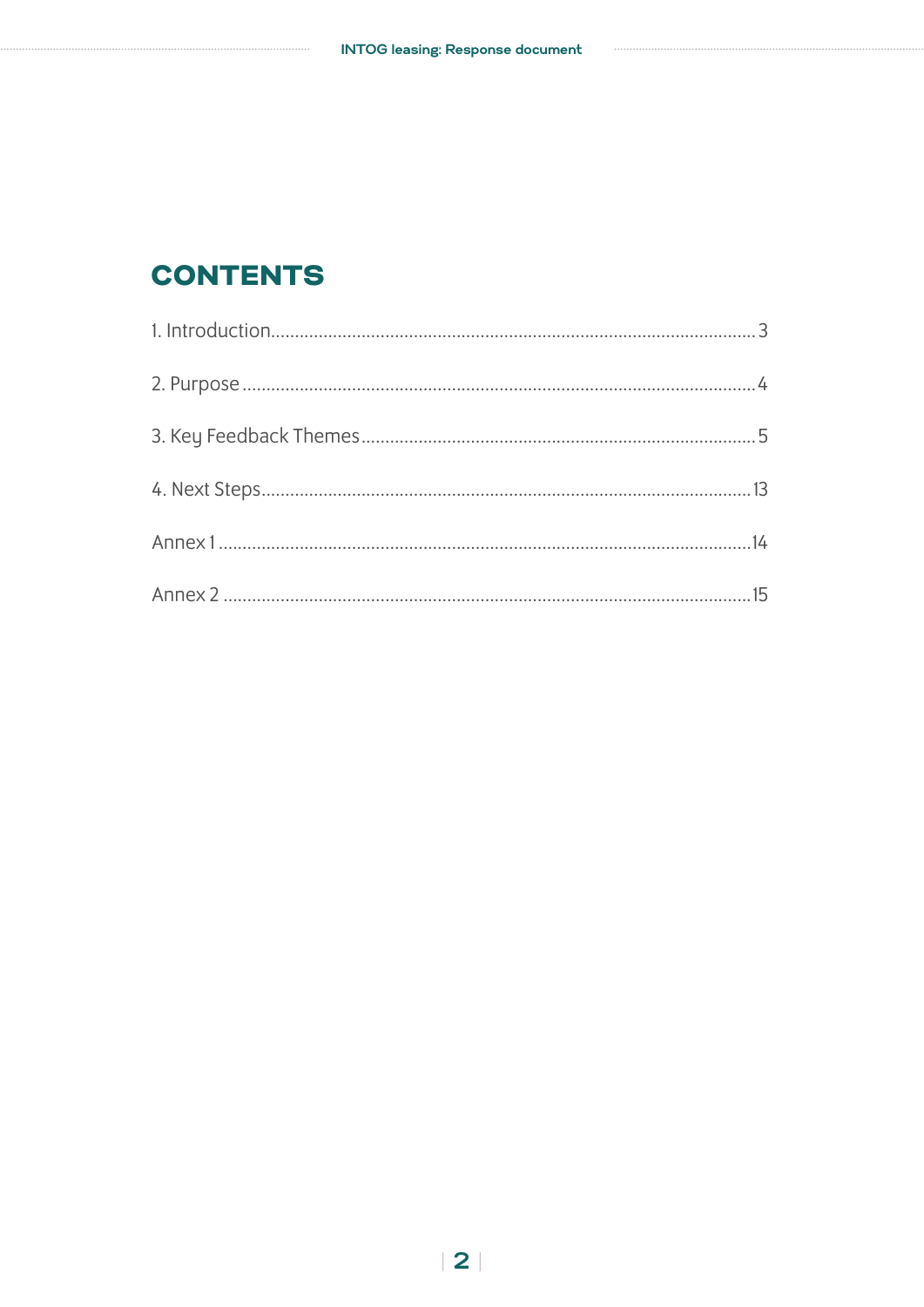# CONTENTS

1. Introduction.......................................................................................................3

2. Purpose .............................................................................................................4

3. Key Feedback Themes......................................................................................5

4. Next Steps.........................................................................................................13

Annex 1 ...............................................................................................................14

Annex 2 ...............................................................................................................15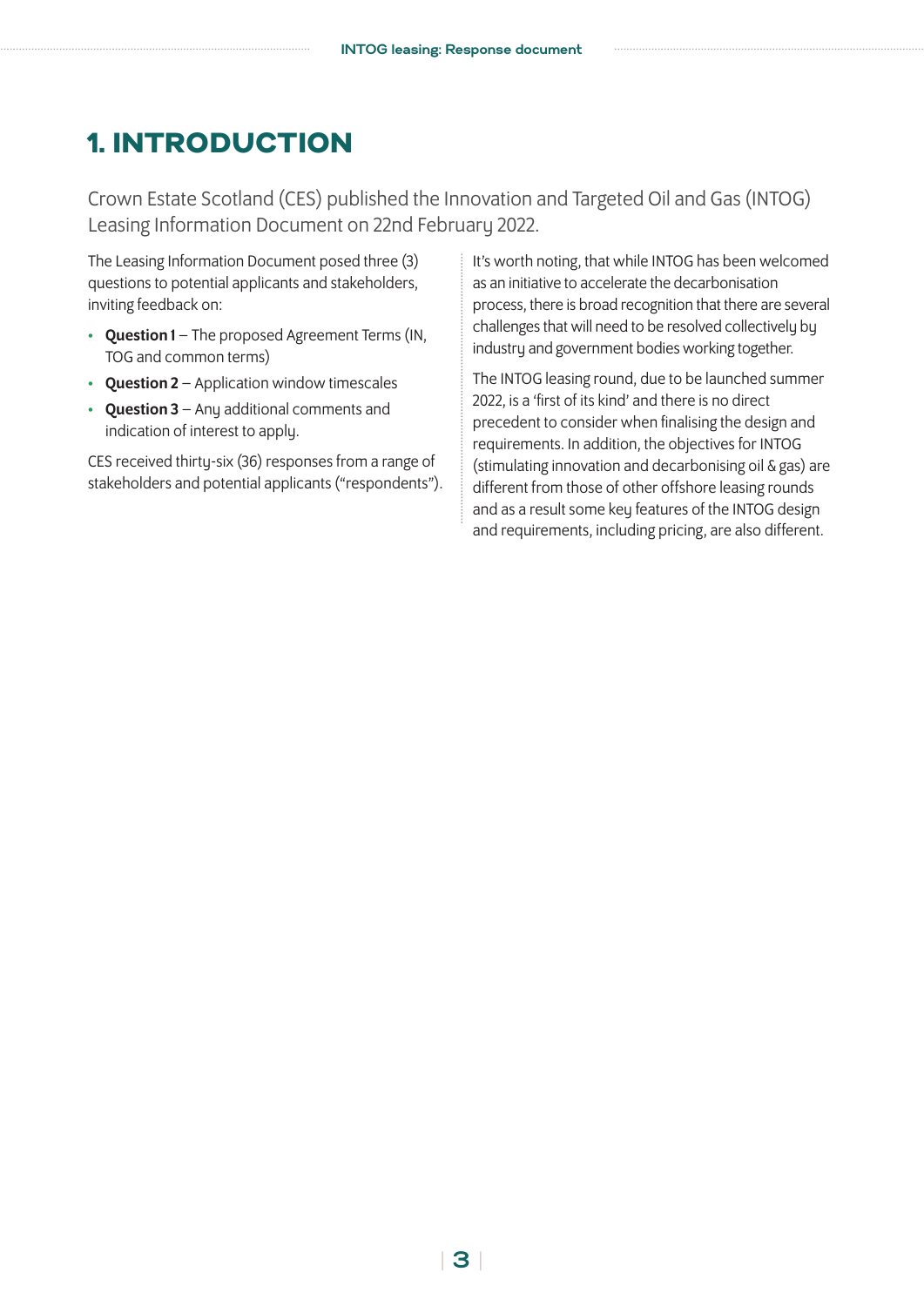# 1. INTRODUCTION

Crown Estate Scotland (CES) published the Innovation and Targeted Oil and Gas (INTOG) Leasing Information Document on 22nd February 2022.

The Leasing Information Document posed three (3) questions to potential applicants and stakeholders, inviting feedback on:

- **Question 1** – The proposed Agreement Terms (IN, TOG and common terms)
- **Question 2** – Application window timescales
- **Question 3** – Any additional comments and indication of interest to apply.

CES received thirty-six (36) responses from a range of stakeholders and potential applicants ("respondents").

It's worth noting, that while INTOG has been welcomed as an initiative to accelerate the decarbonisation process, there is broad recognition that there are several challenges that will need to be resolved collectively by industry and government bodies working together.

The INTOG leasing round, due to be launched summer 2022, is a 'first of its kind' and there is no direct precedent to consider when finalising the design and requirements. In addition, the objectives for INTOG (stimulating innovation and decarbonising oil & gas) are different from those of other offshore leasing rounds and as a result some key features of the INTOG design and requirements, including pricing, are also different.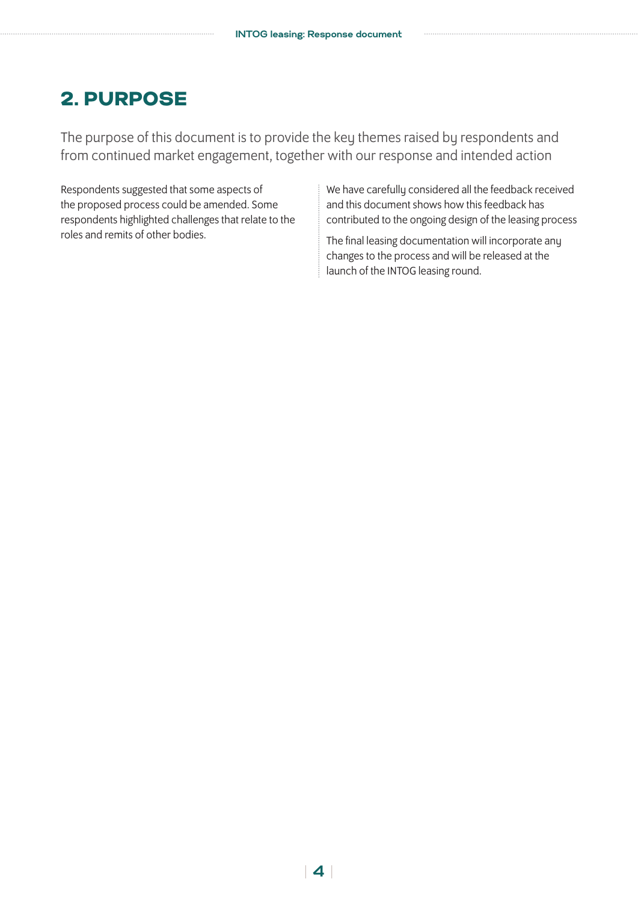## 2. PURPOSE

The purpose of this document is to provide the key themes raised by respondents and from continued market engagement, together with our response and intended action

Respondents suggested that some aspects of the proposed process could be amended. Some respondents highlighted challenges that relate to the roles and remits of other bodies.

We have carefully considered all the feedback received and this document shows how this feedback has contributed to the ongoing design of the leasing process

The final leasing documentation will incorporate any changes to the process and will be released at the launch of the INTOG leasing round.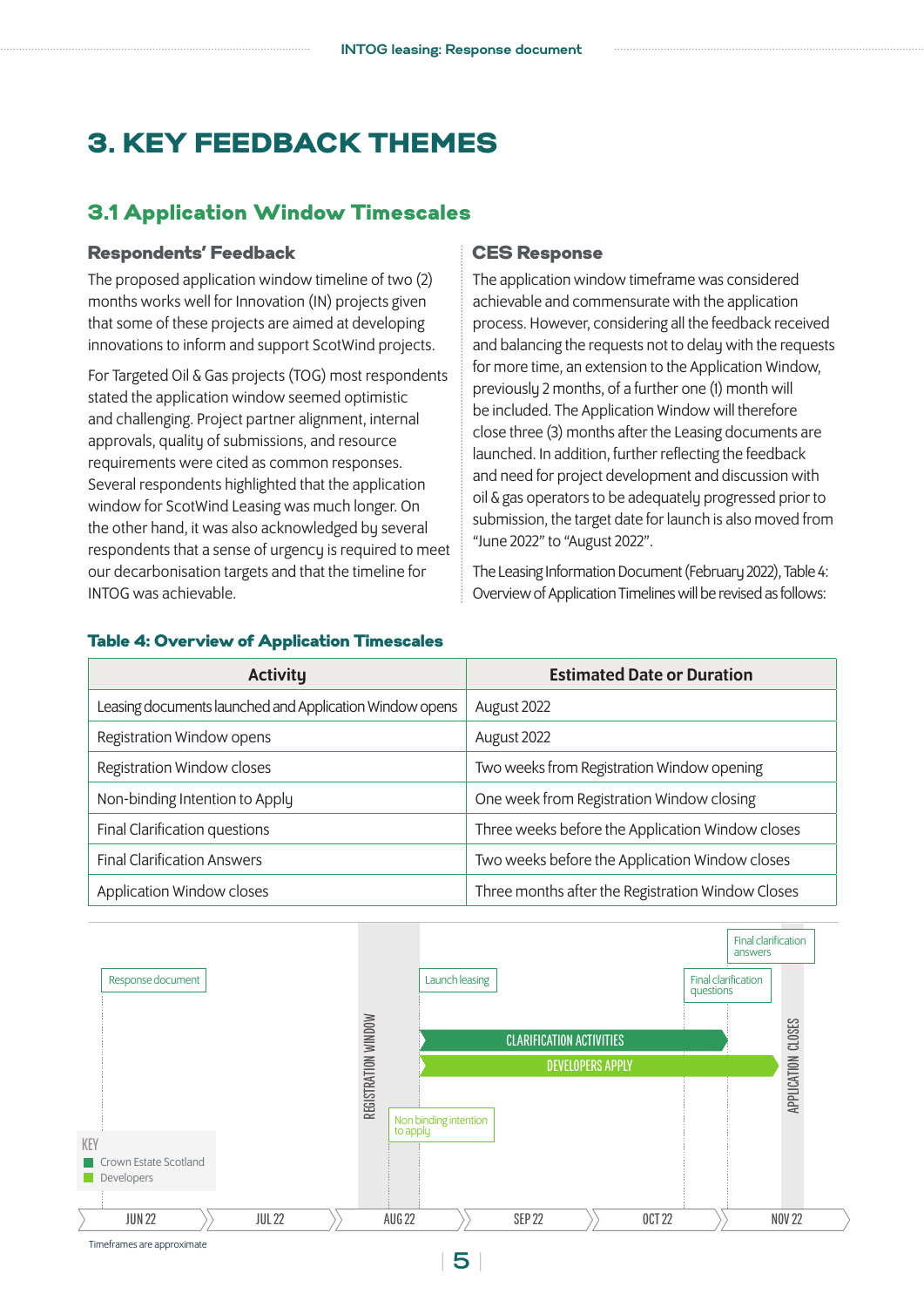# 3. KEY FEEDBACK THEMES

## 3.1 Application Window Timescales

### Respondents' Feedback

The proposed application window timeline of two (2) months works well for Innovation (IN) projects given that some of these projects are aimed at developing innovations to inform and support ScotWind projects.

For Targeted Oil & Gas projects (TOG) most respondents stated the application window seemed optimistic and challenging. Project partner alignment, internal approvals, quality of submissions, and resource requirements were cited as common responses. Several respondents highlighted that the application window for ScotWind Leasing was much longer. On the other hand, it was also acknowledged by several respondents that a sense of urgency is required to meet our decarbonisation targets and that the timeline for INTOG was achievable.

### CES Response

The application window timeframe was considered achievable and commensurate with the application process. However, considering all the feedback received and balancing the requests not to delay with the requests for more time, an extension to the Application Window, previously 2 months, of a further one (1) month will be included. The Application Window will therefore close three (3) months after the Leasing documents are launched. In addition, further reflecting the feedback and need for project development and discussion with oil & gas operators to be adequately progressed prior to submission, the target date for launch is also moved from "June 2022" to "August 2022".

The Leasing Information Document (February 2022), Table 4: Overview of Application Timelines will be revised as follows:

**Table 4: Overview of Application Timescales**

| Activity | Estimated Date or Duration |
|---|---|
| Leasing documents launched and Application Window opens | August 2022 |
| Registration Window opens | August 2022 |
| Registration Window closes | Two weeks from Registration Window opening |
| Non-binding Intention to Apply | One week from Registration Window closing |
| Final Clarification questions | Three weeks before the Application Window closes |
| Final Clarification Answers | Two weeks before the Application Window closes |
| Application Window closes | Three months after the Registration Window Closes |

Response document | Launch leasing | Final clarification questions | Final clarification answers | REGISTRATION WINDOW | CLARIFICATION ACTIVITIES | DEVELOPERS APPLY | APPLICATION CLOSES | Non binding intention to apply

KEY: Crown Estate Scotland; Developers

JUN 22 | JUL 22 | AUG 22 | SEP 22 | OCT 22 | NOV 22

Timeframes are approximate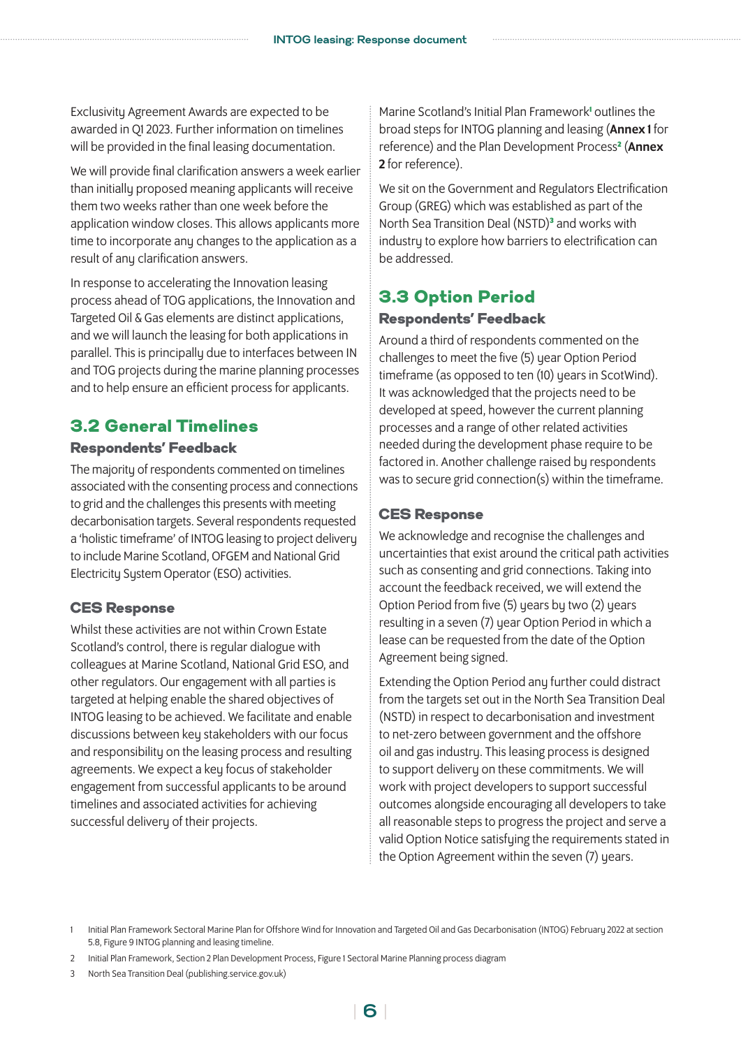Exclusivity Agreement Awards are expected to be awarded in Q1 2023. Further information on timelines will be provided in the final leasing documentation.

We will provide final clarification answers a week earlier than initially proposed meaning applicants will receive them two weeks rather than one week before the application window closes. This allows applicants more time to incorporate any changes to the application as a result of any clarification answers.

In response to accelerating the Innovation leasing process ahead of TOG applications, the Innovation and Targeted Oil & Gas elements are distinct applications, and we will launch the leasing for both applications in parallel. This is principally due to interfaces between IN and TOG projects during the marine planning processes and to help ensure an efficient process for applicants.

## 3.2 General Timelines

### Respondents' Feedback

The majority of respondents commented on timelines associated with the consenting process and connections to grid and the challenges this presents with meeting decarbonisation targets. Several respondents requested a 'holistic timeframe' of INTOG leasing to project delivery to include Marine Scotland, OFGEM and National Grid Electricity System Operator (ESO) activities.

### CES Response

Whilst these activities are not within Crown Estate Scotland's control, there is regular dialogue with colleagues at Marine Scotland, National Grid ESO, and other regulators. Our engagement with all parties is targeted at helping enable the shared objectives of INTOG leasing to be achieved. We facilitate and enable discussions between key stakeholders with our focus and responsibility on the leasing process and resulting agreements. We expect a key focus of stakeholder engagement from successful applicants to be around timelines and associated activities for achieving successful delivery of their projects.

Marine Scotland's Initial Plan Framework[1] outlines the broad steps for INTOG planning and leasing (**Annex 1** for reference) and the Plan Development Process[2] (**Annex 2** for reference).

We sit on the Government and Regulators Electrification Group (GREG) which was established as part of the North Sea Transition Deal (NSTD)[3] and works with industry to explore how barriers to electrification can be addressed.

## 3.3 Option Period

### Respondents' Feedback

Around a third of respondents commented on the challenges to meet the five (5) year Option Period timeframe (as opposed to ten (10) years in ScotWind). It was acknowledged that the projects need to be developed at speed, however the current planning processes and a range of other related activities needed during the development phase require to be factored in. Another challenge raised by respondents was to secure grid connection(s) within the timeframe.

### CES Response

We acknowledge and recognise the challenges and uncertainties that exist around the critical path activities such as consenting and grid connections. Taking into account the feedback received, we will extend the Option Period from five (5) years by two (2) years resulting in a seven (7) year Option Period in which a lease can be requested from the date of the Option Agreement being signed.

Extending the Option Period any further could distract from the targets set out in the North Sea Transition Deal (NSTD) in respect to decarbonisation and investment to net-zero between government and the offshore oil and gas industry. This leasing process is designed to support delivery on these commitments. We will work with project developers to support successful outcomes alongside encouraging all developers to take all reasonable steps to progress the project and serve a valid Option Notice satisfying the requirements stated in the Option Agreement within the seven (7) years.

1 Initial Plan Framework Sectoral Marine Plan for Offshore Wind for Innovation and Targeted Oil and Gas Decarbonisation (INTOG) February 2022 at section 5.8, Figure 9 INTOG planning and leasing timeline.

2 Initial Plan Framework, Section 2 Plan Development Process, Figure 1 Sectoral Marine Planning process diagram

3 North Sea Transition Deal (publishing.service.gov.uk)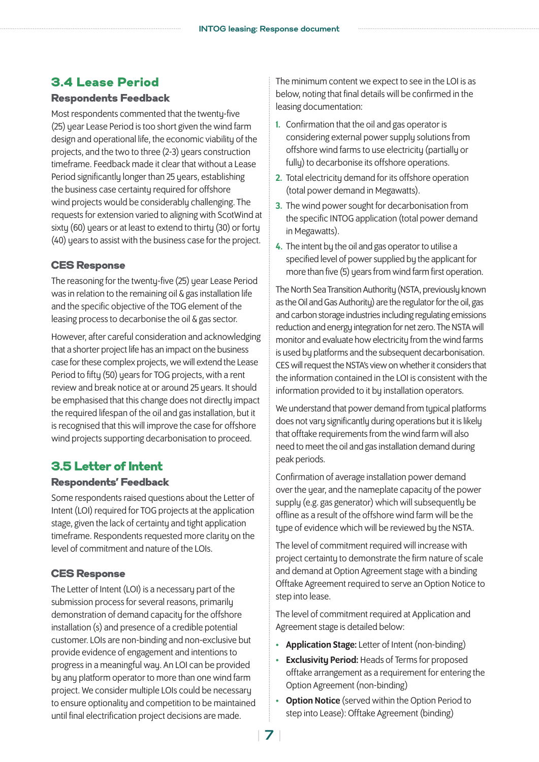## 3.4 Lease Period

### Respondents Feedback

Most respondents commented that the twenty-five (25) year Lease Period is too short given the wind farm design and operational life, the economic viability of the projects, and the two to three (2-3) years construction timeframe. Feedback made it clear that without a Lease Period significantly longer than 25 years, establishing the business case certainty required for offshore wind projects would be considerably challenging. The requests for extension varied to aligning with ScotWind at sixty (60) years or at least to extend to thirty (30) or forty (40) years to assist with the business case for the project.

### CES Response

The reasoning for the twenty-five (25) year Lease Period was in relation to the remaining oil & gas installation life and the specific objective of the TOG element of the leasing process to decarbonise the oil & gas sector.

However, after careful consideration and acknowledging that a shorter project life has an impact on the business case for these complex projects, we will extend the Lease Period to fifty (50) years for TOG projects, with a rent review and break notice at or around 25 years. It should be emphasised that this change does not directly impact the required lifespan of the oil and gas installation, but it is recognised that this will improve the case for offshore wind projects supporting decarbonisation to proceed.

## 3.5 Letter of Intent

### Respondents' Feedback

Some respondents raised questions about the Letter of Intent (LOI) required for TOG projects at the application stage, given the lack of certainty and tight application timeframe. Respondents requested more clarity on the level of commitment and nature of the LOIs.

### CES Response

The Letter of Intent (LOI) is a necessary part of the submission process for several reasons, primarily demonstration of demand capacity for the offshore installation (s) and presence of a credible potential customer. LOIs are non-binding and non-exclusive but provide evidence of engagement and intentions to progress in a meaningful way. An LOI can be provided by any platform operator to more than one wind farm project. We consider multiple LOIs could be necessary to ensure optionality and competition to be maintained until final electrification project decisions are made.

The minimum content we expect to see in the LOI is as below, noting that final details will be confirmed in the leasing documentation:

1. Confirmation that the oil and gas operator is considering external power supply solutions from offshore wind farms to use electricity (partially or fully) to decarbonise its offshore operations.
2. Total electricity demand for its offshore operation (total power demand in Megawatts).
3. The wind power sought for decarbonisation from the specific INTOG application (total power demand in Megawatts).
4. The intent by the oil and gas operator to utilise a specified level of power supplied by the applicant for more than five (5) years from wind farm first operation.

The North Sea Transition Authority (NSTA, previously known as the Oil and Gas Authority) are the regulator for the oil, gas and carbon storage industries including regulating emissions reduction and energy integration for net zero. The NSTA will monitor and evaluate how electricity from the wind farms is used by platforms and the subsequent decarbonisation. CES will request the NSTA's view on whether it considers that the information contained in the LOI is consistent with the information provided to it by installation operators.

We understand that power demand from typical platforms does not vary significantly during operations but it is likely that offtake requirements from the wind farm will also need to meet the oil and gas installation demand during peak periods.

Confirmation of average installation power demand over the year, and the nameplate capacity of the power supply (e.g. gas generator) which will subsequently be offline as a result of the offshore wind farm will be the type of evidence which will be reviewed by the NSTA.

The level of commitment required will increase with project certainty to demonstrate the firm nature of scale and demand at Option Agreement stage with a binding Offtake Agreement required to serve an Option Notice to step into lease.

The level of commitment required at Application and Agreement stage is detailed below:

- **Application Stage:** Letter of Intent (non-binding)
- **Exclusivity Period:** Heads of Terms for proposed offtake arrangement as a requirement for entering the Option Agreement (non-binding)
- **Option Notice** (served within the Option Period to step into Lease): Offtake Agreement (binding)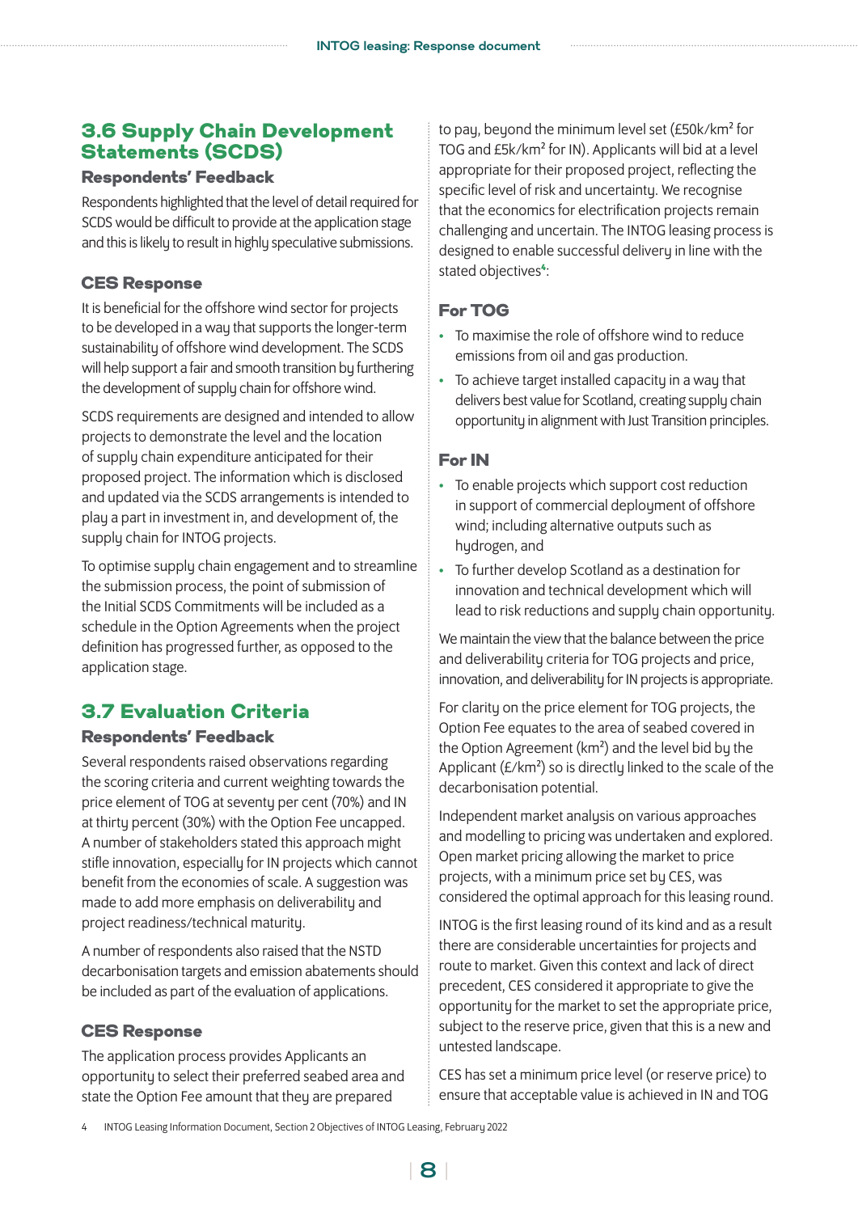## 3.6 Supply Chain Development Statements (SCDS)

### Respondents' Feedback

Respondents highlighted that the level of detail required for SCDS would be difficult to provide at the application stage and this is likely to result in highly speculative submissions.

### CES Response

It is beneficial for the offshore wind sector for projects to be developed in a way that supports the longer-term sustainability of offshore wind development. The SCDS will help support a fair and smooth transition by furthering the development of supply chain for offshore wind.

SCDS requirements are designed and intended to allow projects to demonstrate the level and the location of supply chain expenditure anticipated for their proposed project. The information which is disclosed and updated via the SCDS arrangements is intended to play a part in investment in, and development of, the supply chain for INTOG projects.

To optimise supply chain engagement and to streamline the submission process, the point of submission of the Initial SCDS Commitments will be included as a schedule in the Option Agreements when the project definition has progressed further, as opposed to the application stage.

## 3.7 Evaluation Criteria

### Respondents' Feedback

Several respondents raised observations regarding the scoring criteria and current weighting towards the price element of TOG at seventy per cent (70%) and IN at thirty percent (30%) with the Option Fee uncapped. A number of stakeholders stated this approach might stifle innovation, especially for IN projects which cannot benefit from the economies of scale. A suggestion was made to add more emphasis on deliverability and project readiness/technical maturity.

A number of respondents also raised that the NSTD decarbonisation targets and emission abatements should be included as part of the evaluation of applications.

### CES Response

The application process provides Applicants an opportunity to select their preferred seabed area and state the Option Fee amount that they are prepared to pay, beyond the minimum level set (£50k/km² for TOG and £5k/km² for IN). Applicants will bid at a level appropriate for their proposed project, reflecting the specific level of risk and uncertainty. We recognise that the economics for electrification projects remain challenging and uncertain. The INTOG leasing process is designed to enable successful delivery in line with the stated objectives[4]:

### For TOG

- To maximise the role of offshore wind to reduce emissions from oil and gas production.
- To achieve target installed capacity in a way that delivers best value for Scotland, creating supply chain opportunity in alignment with Just Transition principles.

### For IN

- To enable projects which support cost reduction in support of commercial deployment of offshore wind; including alternative outputs such as hydrogen, and
- To further develop Scotland as a destination for innovation and technical development which will lead to risk reductions and supply chain opportunity.

We maintain the view that the balance between the price and deliverability criteria for TOG projects and price, innovation, and deliverability for IN projects is appropriate.

For clarity on the price element for TOG projects, the Option Fee equates to the area of seabed covered in the Option Agreement (km²) and the level bid by the Applicant (£/km²) so is directly linked to the scale of the decarbonisation potential.

Independent market analysis on various approaches and modelling to pricing was undertaken and explored. Open market pricing allowing the market to price projects, with a minimum price set by CES, was considered the optimal approach for this leasing round.

INTOG is the first leasing round of its kind and as a result there are considerable uncertainties for projects and route to market. Given this context and lack of direct precedent, CES considered it appropriate to give the opportunity for the market to set the appropriate price, subject to the reserve price, given that this is a new and untested landscape.

CES has set a minimum price level (or reserve price) to ensure that acceptable value is achieved in IN and TOG

4 INTOG Leasing Information Document, Section 2 Objectives of INTOG Leasing, February 2022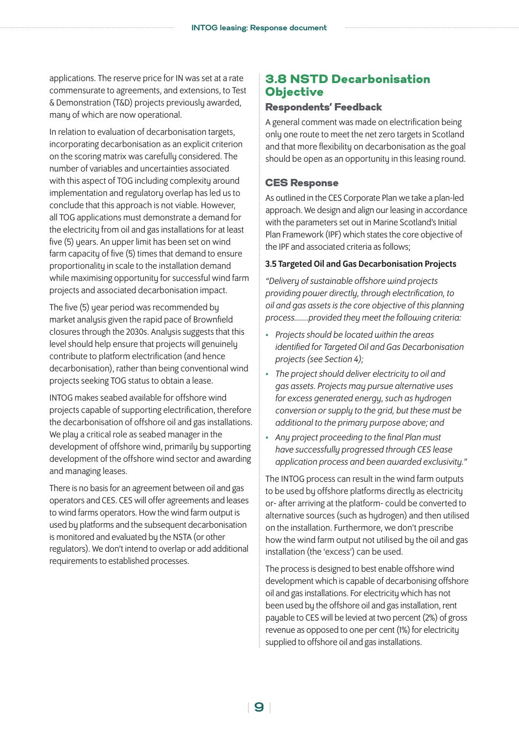applications. The reserve price for IN was set at a rate commensurate to agreements, and extensions, to Test & Demonstration (T&D) projects previously awarded, many of which are now operational.

In relation to evaluation of decarbonisation targets, incorporating decarbonisation as an explicit criterion on the scoring matrix was carefully considered. The number of variables and uncertainties associated with this aspect of TOG including complexity around implementation and regulatory overlap has led us to conclude that this approach is not viable. However, all TOG applications must demonstrate a demand for the electricity from oil and gas installations for at least five (5) years. An upper limit has been set on wind farm capacity of five (5) times that demand to ensure proportionality in scale to the installation demand while maximising opportunity for successful wind farm projects and associated decarbonisation impact.

The five (5) year period was recommended by market analysis given the rapid pace of Brownfield closures through the 2030s. Analysis suggests that this level should help ensure that projects will genuinely contribute to platform electrification (and hence decarbonisation), rather than being conventional wind projects seeking TOG status to obtain a lease.

INTOG makes seabed available for offshore wind projects capable of supporting electrification, therefore the decarbonisation of offshore oil and gas installations. We play a critical role as seabed manager in the development of offshore wind, primarily by supporting development of the offshore wind sector and awarding and managing leases.

There is no basis for an agreement between oil and gas operators and CES. CES will offer agreements and leases to wind farms operators. How the wind farm output is used by platforms and the subsequent decarbonisation is monitored and evaluated by the NSTA (or other regulators). We don't intend to overlap or add additional requirements to established processes.

## 3.8 NSTD Decarbonisation Objective

### Respondents' Feedback

A general comment was made on electrification being only one route to meet the net zero targets in Scotland and that more flexibility on decarbonisation as the goal should be open as an opportunity in this leasing round.

### CES Response

As outlined in the CES Corporate Plan we take a plan-led approach. We design and align our leasing in accordance with the parameters set out in Marine Scotland's Initial Plan Framework (IPF) which states the core objective of the IPF and associated criteria as follows;

**3.5 Targeted Oil and Gas Decarbonisation Projects**

*"Delivery of sustainable offshore wind projects providing power directly, through electrification, to oil and gas assets is the core objective of this planning process…….provided they meet the following criteria:*

- *Projects should be located within the areas identified for Targeted Oil and Gas Decarbonisation projects (see Section 4);*
- *The project should deliver electricity to oil and gas assets. Projects may pursue alternative uses for excess generated energy, such as hydrogen conversion or supply to the grid, but these must be additional to the primary purpose above; and*
- *Any project proceeding to the final Plan must have successfully progressed through CES lease application process and been awarded exclusivity."*

The INTOG process can result in the wind farm outputs to be used by offshore platforms directly as electricity or- after arriving at the platform- could be converted to alternative sources (such as hydrogen) and then utilised on the installation. Furthermore, we don't prescribe how the wind farm output not utilised by the oil and gas installation (the 'excess') can be used.

The process is designed to best enable offshore wind development which is capable of decarbonising offshore oil and gas installations. For electricity which has not been used by the offshore oil and gas installation, rent payable to CES will be levied at two percent (2%) of gross revenue as opposed to one per cent (1%) for electricity supplied to offshore oil and gas installations.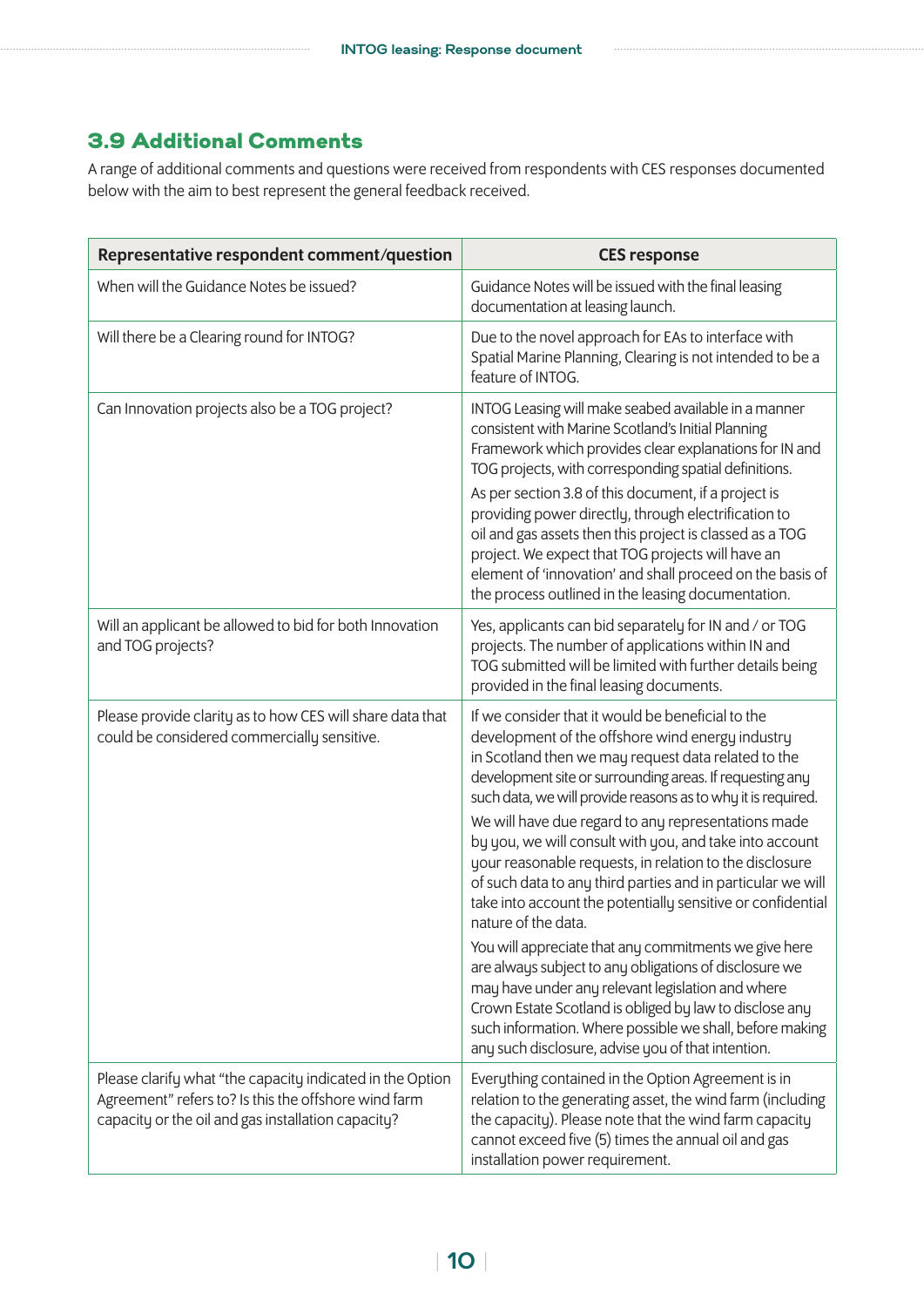## 3.9 Additional Comments

A range of additional comments and questions were received from respondents with CES responses documented below with the aim to best represent the general feedback received.

| Representative respondent comment/question | CES response |
|---|---|
| When will the Guidance Notes be issued? | Guidance Notes will be issued with the final leasing documentation at leasing launch. |
| Will there be a Clearing round for INTOG? | Due to the novel approach for EAs to interface with Spatial Marine Planning, Clearing is not intended to be a feature of INTOG. |
| Can Innovation projects also be a TOG project? | INTOG Leasing will make seabed available in a manner consistent with Marine Scotland's Initial Planning Framework which provides clear explanations for IN and TOG projects, with corresponding spatial definitions.<br><br>As per section 3.8 of this document, if a project is providing power directly, through electrification to oil and gas assets then this project is classed as a TOG project. We expect that TOG projects will have an element of 'innovation' and shall proceed on the basis of the process outlined in the leasing documentation. |
| Will an applicant be allowed to bid for both Innovation and TOG projects? | Yes, applicants can bid separately for IN and / or TOG projects. The number of applications within IN and TOG submitted will be limited with further details being provided in the final leasing documents. |
| Please provide clarity as to how CES will share data that could be considered commercially sensitive. | If we consider that it would be beneficial to the development of the offshore wind energy industry in Scotland then we may request data related to the development site or surrounding areas. If requesting any such data, we will provide reasons as to why it is required.<br><br>We will have due regard to any representations made by you, we will consult with you, and take into account your reasonable requests, in relation to the disclosure of such data to any third parties and in particular we will take into account the potentially sensitive or confidential nature of the data.<br><br>You will appreciate that any commitments we give here are always subject to any obligations of disclosure we may have under any relevant legislation and where Crown Estate Scotland is obliged by law to disclose any such information. Where possible we shall, before making any such disclosure, advise you of that intention. |
| Please clarify what "the capacity indicated in the Option Agreement" refers to? Is this the offshore wind farm capacity or the oil and gas installation capacity? | Everything contained in the Option Agreement is in relation to the generating asset, the wind farm (including the capacity). Please note that the wind farm capacity cannot exceed five (5) times the annual oil and gas installation power requirement. |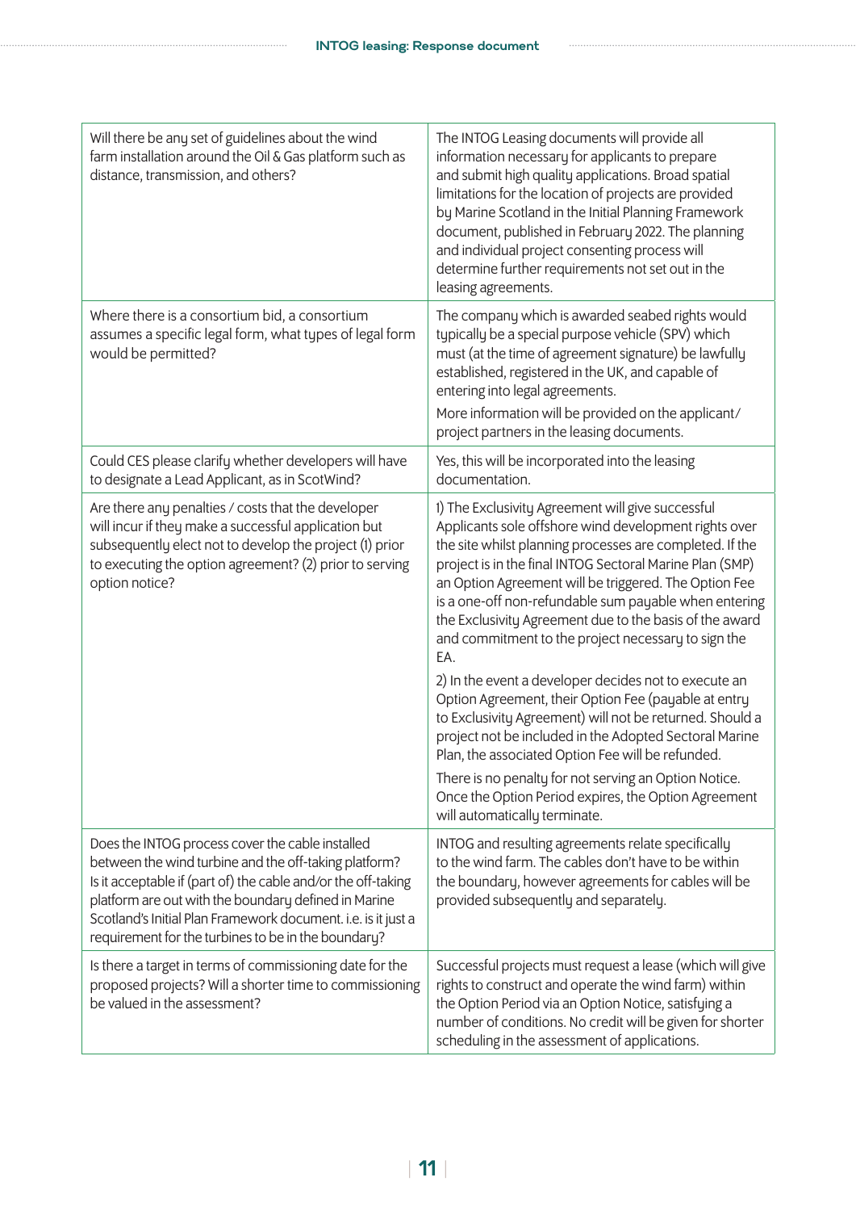| | |
|---|---|
| Will there be any set of guidelines about the wind farm installation around the Oil & Gas platform such as distance, transmission, and others? | The INTOG Leasing documents will provide all information necessary for applicants to prepare and submit high quality applications. Broad spatial limitations for the location of projects are provided by Marine Scotland in the Initial Planning Framework document, published in February 2022. The planning and individual project consenting process will determine further requirements not set out in the leasing agreements. |
| Where there is a consortium bid, a consortium assumes a specific legal form, what types of legal form would be permitted? | The company which is awarded seabed rights would typically be a special purpose vehicle (SPV) which must (at the time of agreement signature) be lawfully established, registered in the UK, and capable of entering into legal agreements.<br><br>More information will be provided on the applicant/project partners in the leasing documents. |
| Could CES please clarify whether developers will have to designate a Lead Applicant, as in ScotWind? | Yes, this will be incorporated into the leasing documentation. |
| Are there any penalties / costs that the developer will incur if they make a successful application but subsequently elect not to develop the project (1) prior to executing the option agreement? (2) prior to serving option notice? | 1) The Exclusivity Agreement will give successful Applicants sole offshore wind development rights over the site whilst planning processes are completed. If the project is in the final INTOG Sectoral Marine Plan (SMP) an Option Agreement will be triggered. The Option Fee is a one-off non-refundable sum payable when entering the Exclusivity Agreement due to the basis of the award and commitment to the project necessary to sign the EA.<br><br>2) In the event a developer decides not to execute an Option Agreement, their Option Fee (payable at entry to Exclusivity Agreement) will not be returned. Should a project not be included in the Adopted Sectoral Marine Plan, the associated Option Fee will be refunded.<br><br>There is no penalty for not serving an Option Notice. Once the Option Period expires, the Option Agreement will automatically terminate. |
| Does the INTOG process cover the cable installed between the wind turbine and the off-taking platform? Is it acceptable if (part of) the cable and/or the off-taking platform are out with the boundary defined in Marine Scotland's Initial Plan Framework document. i.e. is it just a requirement for the turbines to be in the boundary? | INTOG and resulting agreements relate specifically to the wind farm. The cables don't have to be within the boundary, however agreements for cables will be provided subsequently and separately. |
| Is there a target in terms of commissioning date for the proposed projects? Will a shorter time to commissioning be valued in the assessment? | Successful projects must request a lease (which will give rights to construct and operate the wind farm) within the Option Period via an Option Notice, satisfying a number of conditions. No credit will be given for shorter scheduling in the assessment of applications. |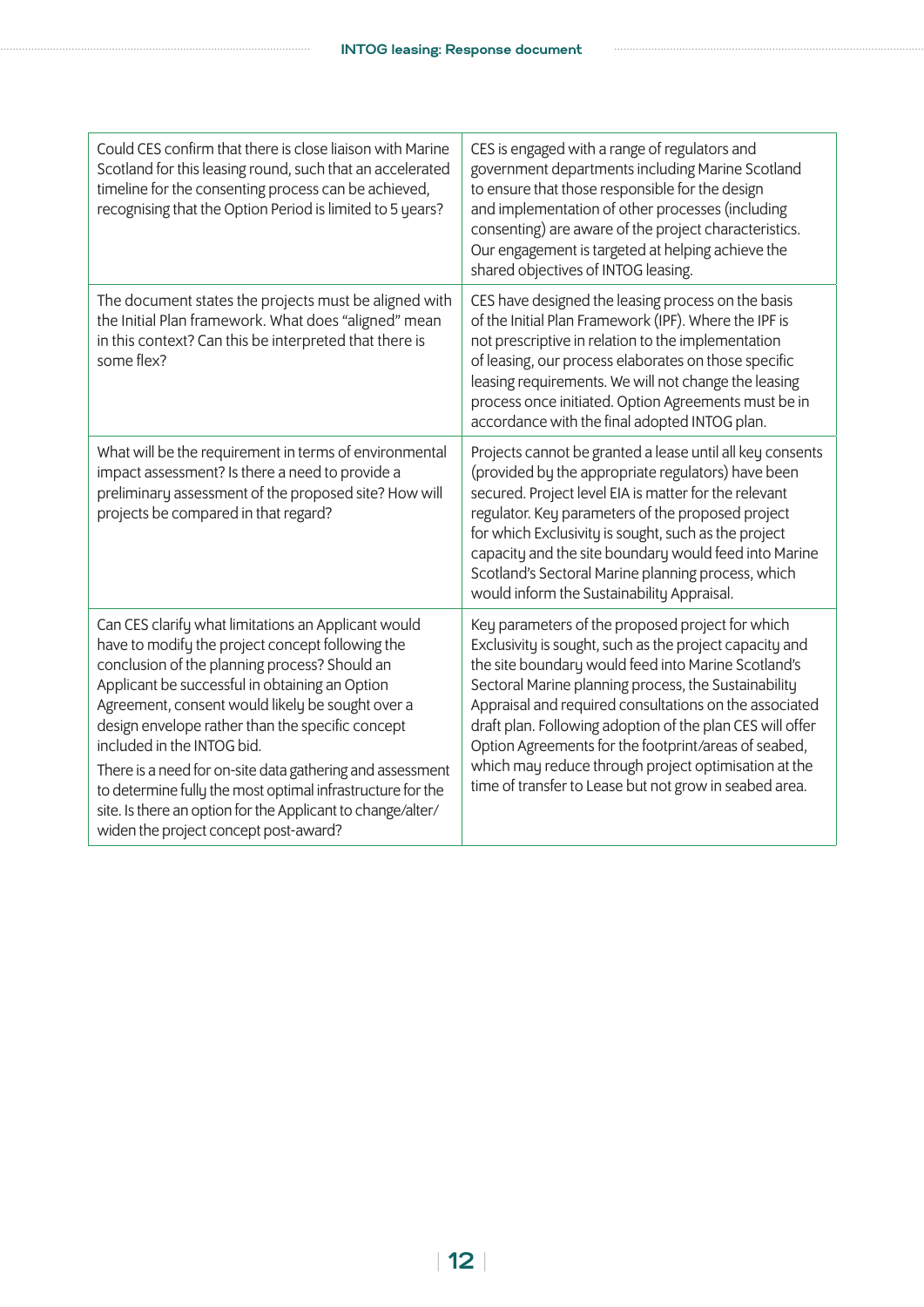| | |
|---|---|
| Could CES confirm that there is close liaison with Marine Scotland for this leasing round, such that an accelerated timeline for the consenting process can be achieved, recognising that the Option Period is limited to 5 years? | CES is engaged with a range of regulators and government departments including Marine Scotland to ensure that those responsible for the design and implementation of other processes (including consenting) are aware of the project characteristics. Our engagement is targeted at helping achieve the shared objectives of INTOG leasing. |
| The document states the projects must be aligned with the Initial Plan framework. What does "aligned" mean in this context? Can this be interpreted that there is some flex? | CES have designed the leasing process on the basis of the Initial Plan Framework (IPF). Where the IPF is not prescriptive in relation to the implementation of leasing, our process elaborates on those specific leasing requirements. We will not change the leasing process once initiated. Option Agreements must be in accordance with the final adopted INTOG plan. |
| What will be the requirement in terms of environmental impact assessment? Is there a need to provide a preliminary assessment of the proposed site? How will projects be compared in that regard? | Projects cannot be granted a lease until all key consents (provided by the appropriate regulators) have been secured. Project level EIA is matter for the relevant regulator. Key parameters of the proposed project for which Exclusivity is sought, such as the project capacity and the site boundary would feed into Marine Scotland's Sectoral Marine planning process, which would inform the Sustainability Appraisal. |
| Can CES clarify what limitations an Applicant would have to modify the project concept following the conclusion of the planning process? Should an Applicant be successful in obtaining an Option Agreement, consent would likely be sought over a design envelope rather than the specific concept included in the INTOG bid.<br><br>There is a need for on-site data gathering and assessment to determine fully the most optimal infrastructure for the site. Is there an option for the Applicant to change/alter/widen the project concept post-award? | Key parameters of the proposed project for which Exclusivity is sought, such as the project capacity and the site boundary would feed into Marine Scotland's Sectoral Marine planning process, the Sustainability Appraisal and required consultations on the associated draft plan. Following adoption of the plan CES will offer Option Agreements for the footprint/areas of seabed, which may reduce through project optimisation at the time of transfer to Lease but not grow in seabed area. |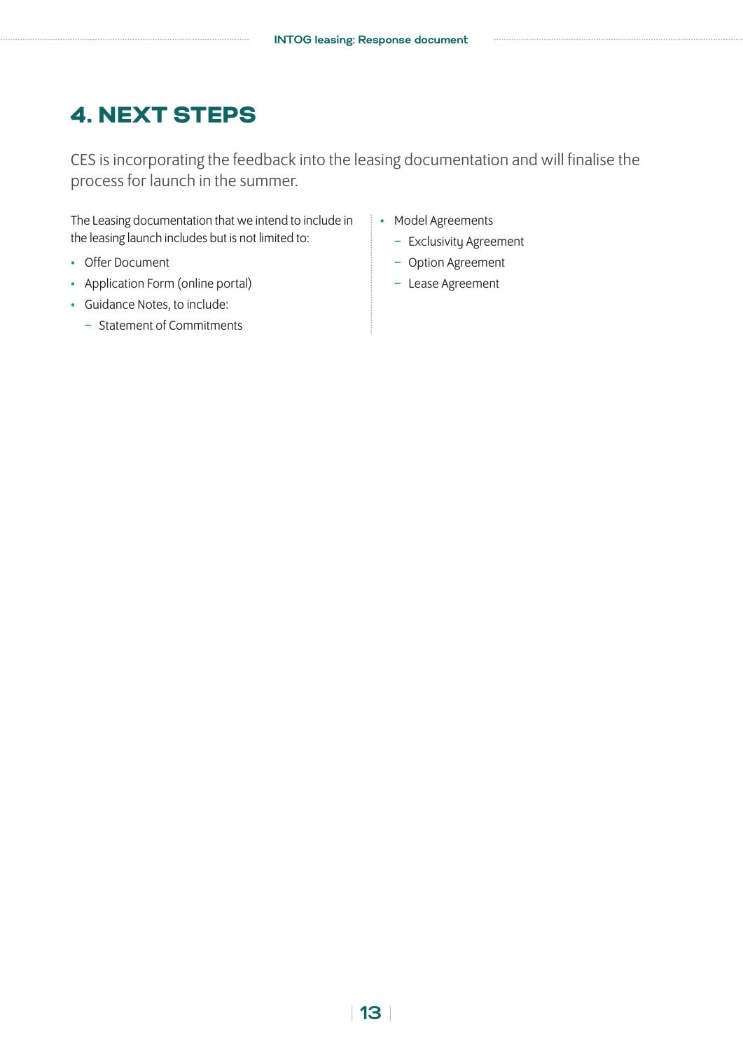# 4. NEXT STEPS

CES is incorporating the feedback into the leasing documentation and will finalise the process for launch in the summer.

The Leasing documentation that we intend to include in the leasing launch includes but is not limited to:

- Offer Document
- Application Form (online portal)
- Guidance Notes, to include:
  - Statement of Commitments
- Model Agreements
  - Exclusivity Agreement
  - Option Agreement
  - Lease Agreement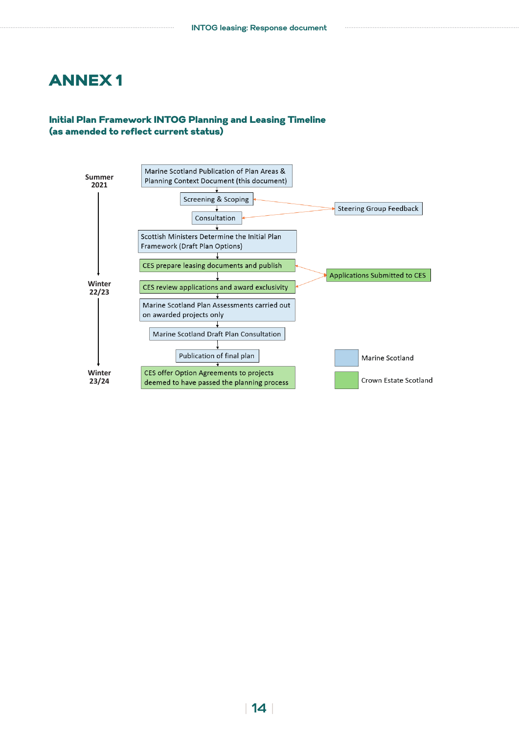# ANNEX 1

### Initial Plan Framework INTOG Planning and Leasing Timeline (as amended to reflect current status)

**Summer 2021**

- Marine Scotland Publication of Plan Areas & Planning Context Document (this document)
- Screening & Scoping ↔ Steering Group Feedback
- Consultation ↔ Steering Group Feedback
- Scottish Ministers Determine the Initial Plan Framework (Draft Plan Options)
- CES prepare leasing documents and publish → Applications Submitted to CES

**Winter 22/23**

- CES review applications and award exclusivity ← Applications Submitted to CES
- Marine Scotland Plan Assessments carried out on awarded projects only
- Marine Scotland Draft Plan Consultation
- Publication of final plan

**Winter 23/24**

- CES offer Option Agreements to projects deemed to have passed the planning process

Key:

- Marine Scotland
- Crown Estate Scotland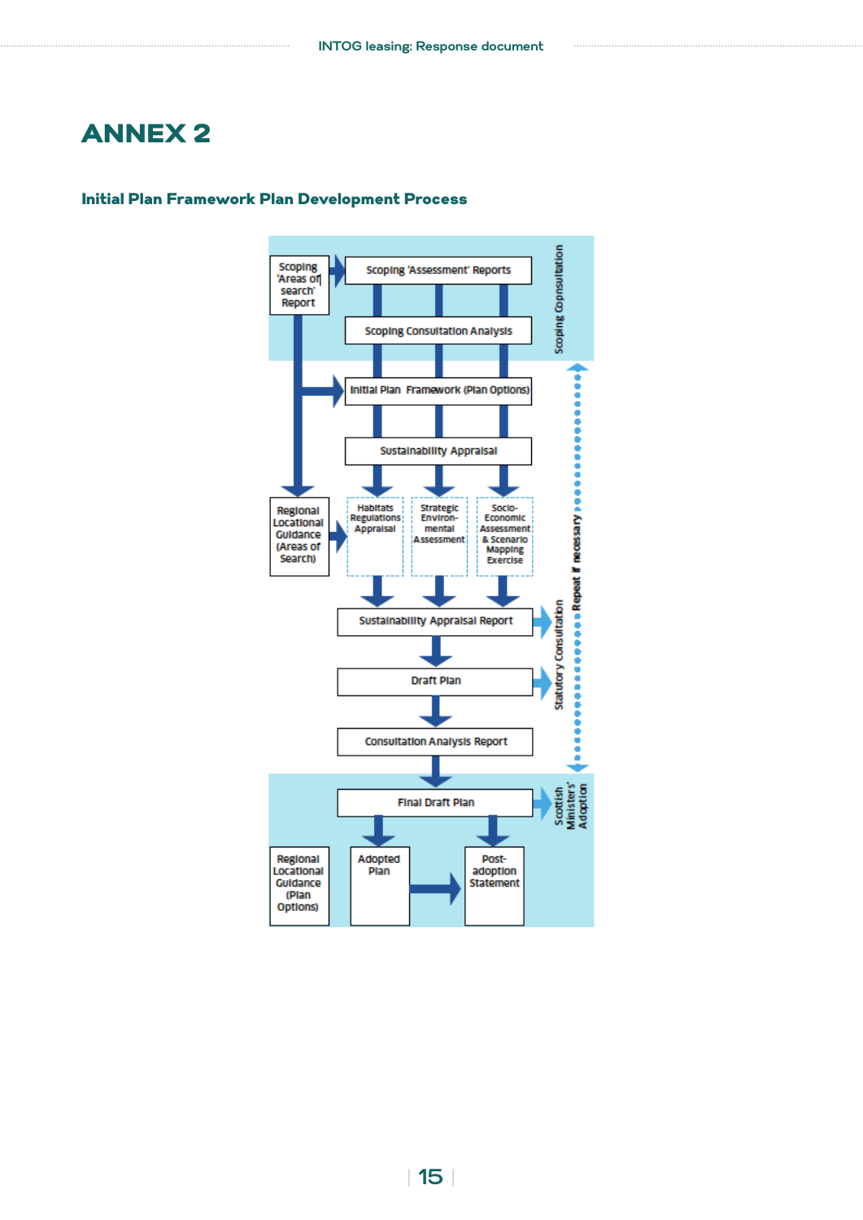# ANNEX 2

## Initial Plan Framework Plan Development Process

Scoping 'Areas of search' Report

Scoping 'Assessment' Reports

Scoping Consultation Analysis

Scoping Consultation

Initial Plan Framework (Plan Options)

Sustainability Appraisal

Regional Locational Guidance (Areas of Search)

Habitats Regulations Appraisal

Strategic Environmental Assessment

Socio-Economic Assessment & Scenario Mapping Exercise

Sustainability Appraisal Report

Draft Plan

Statutory Consultation

Repeat if necessary

Consultation Analysis Report

Final Draft Plan

Scottish Ministers' Adoption

Regional Locational Guidance (Plan Options)

Adopted Plan

Post-adoption Statement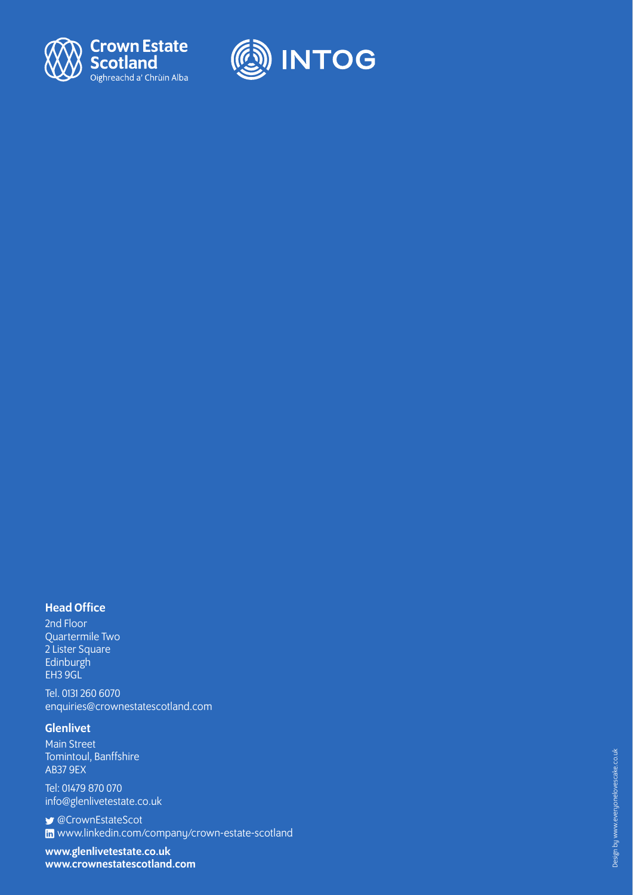Crown Estate Scotland
Oighreachd a' Chrùin Alba

INTOG

**Head Office**

2nd Floor
Quartermile Two
2 Lister Square
Edinburgh
EH3 9GL

Tel. 0131 260 6070
enquiries@crownestatescotland.com

**Glenlivet**

Main Street
Tomintoul, Banffshire
AB37 9EX

Tel: 01479 870 070
info@glenlivetestate.co.uk

@CrownEstateScot
www.linkedin.com/company/crown-estate-scotland

**www.glenlivetestate.co.uk**
**www.crownestatescotland.com**

Design by www.everyonelovescake.co.uk